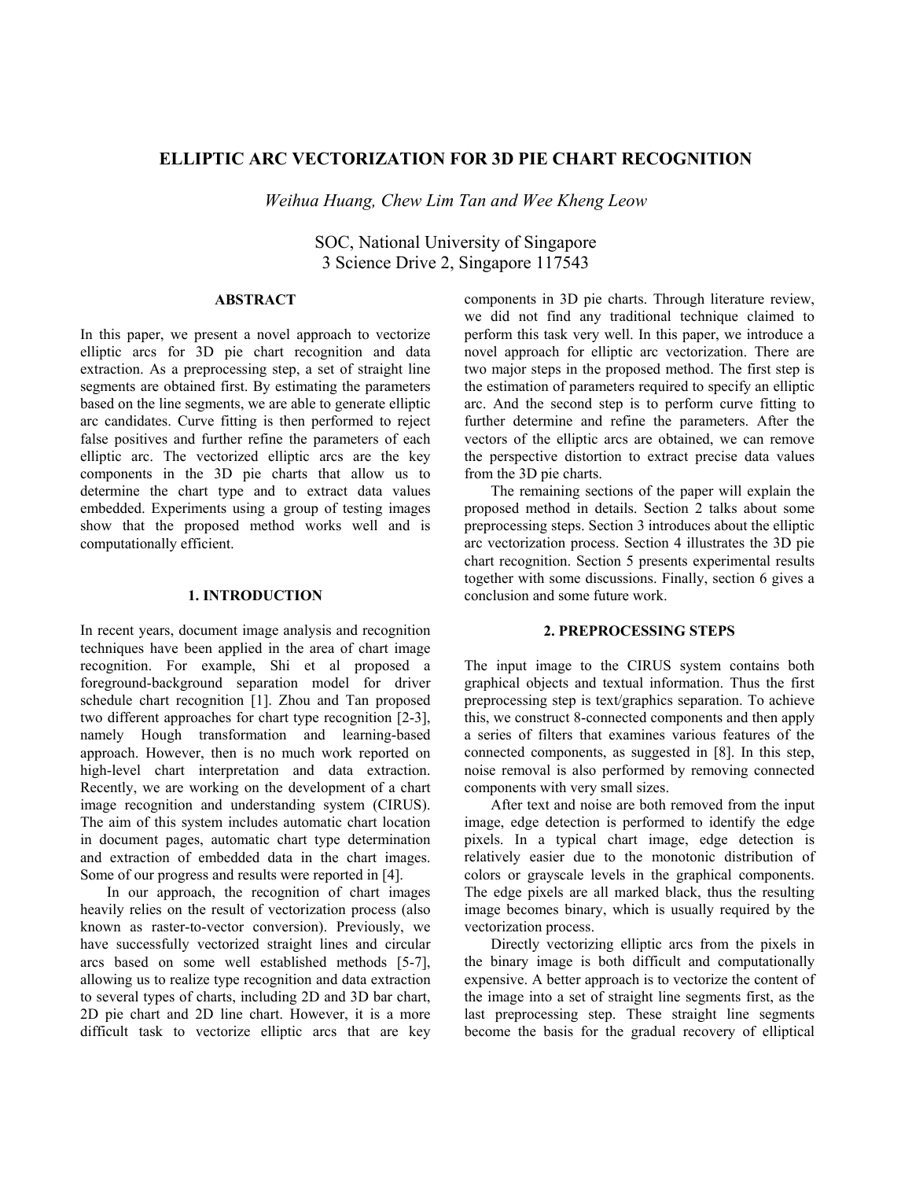# ELLIPTIC ARC VECTORIZATION FOR 3D PIE CHART RECOGNITION

*Weihua Huang, Chew Lim Tan and Wee Kheng Leow*

SOC, National University of Singapore
3 Science Drive 2, Singapore 117543

## ABSTRACT

In this paper, we present a novel approach to vectorize elliptic arcs for 3D pie chart recognition and data extraction. As a preprocessing step, a set of straight line segments are obtained first. By estimating the parameters based on the line segments, we are able to generate elliptic arc candidates. Curve fitting is then performed to reject false positives and further refine the parameters of each elliptic arc. The vectorized elliptic arcs are the key components in the 3D pie charts that allow us to determine the chart type and to extract data values embedded. Experiments using a group of testing images show that the proposed method works well and is computationally efficient.

## 1. INTRODUCTION

In recent years, document image analysis and recognition techniques have been applied in the area of chart image recognition. For example, Shi et al proposed a foreground-background separation model for driver schedule chart recognition [1]. Zhou and Tan proposed two different approaches for chart type recognition [2-3], namely Hough transformation and learning-based approach. However, then is no much work reported on high-level chart interpretation and data extraction. Recently, we are working on the development of a chart image recognition and understanding system (CIRUS). The aim of this system includes automatic chart location in document pages, automatic chart type determination and extraction of embedded data in the chart images. Some of our progress and results were reported in [4].

In our approach, the recognition of chart images heavily relies on the result of vectorization process (also known as raster-to-vector conversion). Previously, we have successfully vectorized straight lines and circular arcs based on some well established methods [5-7], allowing us to realize type recognition and data extraction to several types of charts, including 2D and 3D bar chart, 2D pie chart and 2D line chart. However, it is a more difficult task to vectorize elliptic arcs that are key components in 3D pie charts. Through literature review, we did not find any traditional technique claimed to perform this task very well. In this paper, we introduce a novel approach for elliptic arc vectorization. There are two major steps in the proposed method. The first step is the estimation of parameters required to specify an elliptic arc. And the second step is to perform curve fitting to further determine and refine the parameters. After the vectors of the elliptic arcs are obtained, we can remove the perspective distortion to extract precise data values from the 3D pie charts.

The remaining sections of the paper will explain the proposed method in details. Section 2 talks about some preprocessing steps. Section 3 introduces about the elliptic arc vectorization process. Section 4 illustrates the 3D pie chart recognition. Section 5 presents experimental results together with some discussions. Finally, section 6 gives a conclusion and some future work.

## 2. PREPROCESSING STEPS

The input image to the CIRUS system contains both graphical objects and textual information. Thus the first preprocessing step is text/graphics separation. To achieve this, we construct 8-connected components and then apply a series of filters that examines various features of the connected components, as suggested in [8]. In this step, noise removal is also performed by removing connected components with very small sizes.

After text and noise are both removed from the input image, edge detection is performed to identify the edge pixels. In a typical chart image, edge detection is relatively easier due to the monotonic distribution of colors or grayscale levels in the graphical components. The edge pixels are all marked black, thus the resulting image becomes binary, which is usually required by the vectorization process.

Directly vectorizing elliptic arcs from the pixels in the binary image is both difficult and computationally expensive. A better approach is to vectorize the content of the image into a set of straight line segments first, as the last preprocessing step. These straight line segments become the basis for the gradual recovery of elliptical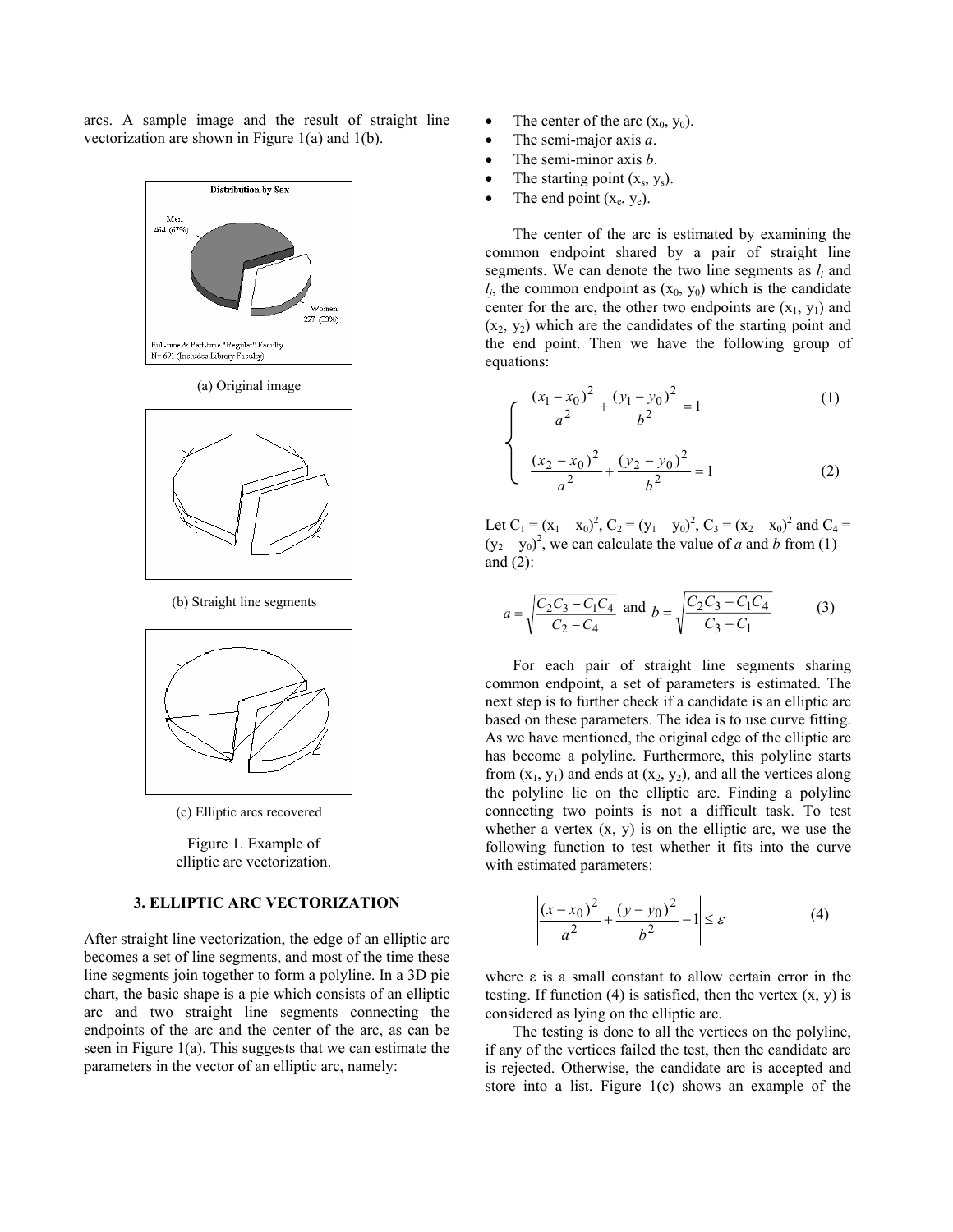arcs. A sample image and the result of straight line vectorization are shown in Figure 1(a) and 1(b).

(a) Original image

(b) Straight line segments

(c) Elliptic arcs recovered

Figure 1. Example of elliptic arc vectorization.

### 3. ELLIPTIC ARC VECTORIZATION

After straight line vectorization, the edge of an elliptic arc becomes a set of line segments, and most of the time these line segments join together to form a polyline. In a 3D pie chart, the basic shape is a pie which consists of an elliptic arc and two straight line segments connecting the endpoints of the arc and the center of the arc, as can be seen in Figure 1(a). This suggests that we can estimate the parameters in the vector of an elliptic arc, namely:

- The center of the arc $(x_0, y_0)$.
- The semi-major axis *a*.
- The semi-minor axis *b*.
- The starting point $(x_s, y_s)$.
- The end point $(x_e, y_e)$.

The center of the arc is estimated by examining the common endpoint shared by a pair of straight line segments. We can denote the two line segments as $l_i$ and $l_j$, the common endpoint as $(x_0, y_0)$ which is the candidate center for the arc, the other two endpoints are $(x_1, y_1)$ and $(x_2, y_2)$ which are the candidates of the starting point and the end point. Then we have the following group of equations:

$$
\begin{cases}
\dfrac{(x_1 - x_0)^2}{a^2} + \dfrac{(y_1 - y_0)^2}{b^2} = 1 & (1) \\[2ex]
\dfrac{(x_2 - x_0)^2}{a^2} + \dfrac{(y_2 - y_0)^2}{b^2} = 1 & (2)
\end{cases}
$$

Let $C_1 = (x_1 - x_0)^2$, $C_2 = (y_1 - y_0)^2$, $C_3 = (x_2 - x_0)^2$ and $C_4 = (y_2 - y_0)^2$, we can calculate the value of *a* and *b* from (1) and (2):

$$
a = \sqrt{\frac{C_2 C_3 - C_1 C_4}{C_2 - C_4}} \text{ and } b = \sqrt{\frac{C_2 C_3 - C_1 C_4}{C_3 - C_1}} \tag{3}
$$

For each pair of straight line segments sharing common endpoint, a set of parameters is estimated. The next step is to further check if a candidate is an elliptic arc based on these parameters. The idea is to use curve fitting. As we have mentioned, the original edge of the elliptic arc has become a polyline. Furthermore, this polyline starts from $(x_1, y_1)$ and ends at $(x_2, y_2)$, and all the vertices along the polyline lie on the elliptic arc. Finding a polyline connecting two points is not a difficult task. To test whether a vertex (x, y) is on the elliptic arc, we use the following function to test whether it fits into the curve with estimated parameters:

$$
\left| \frac{(x - x_0)^2}{a^2} + \frac{(y - y_0)^2}{b^2} - 1 \right| \le \varepsilon \tag{4}
$$

where ε is a small constant to allow certain error in the testing. If function (4) is satisfied, then the vertex (x, y) is considered as lying on the elliptic arc.

The testing is done to all the vertices on the polyline, if any of the vertices failed the test, then the candidate arc is rejected. Otherwise, the candidate arc is accepted and store into a list. Figure 1(c) shows an example of the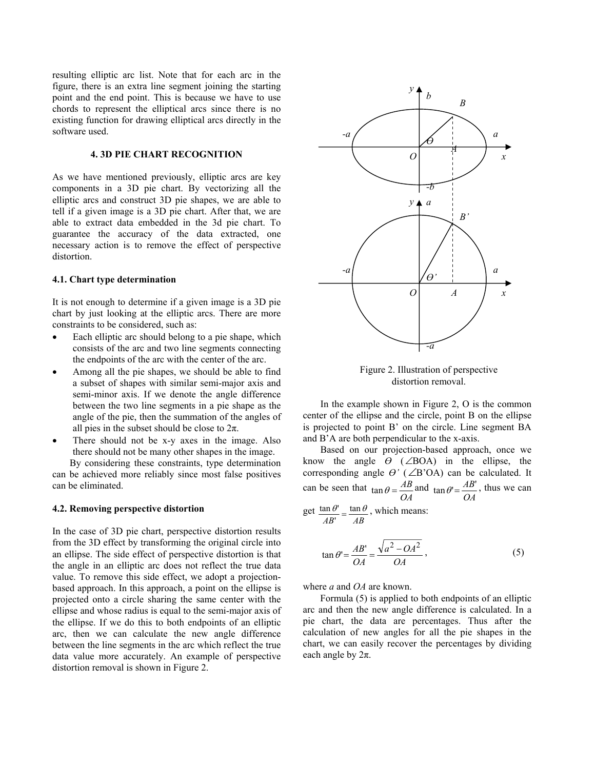resulting elliptic arc list. Note that for each arc in the figure, there is an extra line segment joining the starting point and the end point. This is because we have to use chords to represent the elliptical arcs since there is no existing function for drawing elliptical arcs directly in the software used.

## 4. 3D PIE CHART RECOGNITION

As we have mentioned previously, elliptic arcs are key components in a 3D pie chart. By vectorizing all the elliptic arcs and construct 3D pie shapes, we are able to tell if a given image is a 3D pie chart. After that, we are able to extract data embedded in the 3d pie chart. To guarantee the accuracy of the data extracted, one necessary action is to remove the effect of perspective distortion.

### 4.1. Chart type determination

It is not enough to determine if a given image is a 3D pie chart by just looking at the elliptic arcs. There are more constraints to be considered, such as:

- Each elliptic arc should belong to a pie shape, which consists of the arc and two line segments connecting the endpoints of the arc with the center of the arc.
- Among all the pie shapes, we should be able to find a subset of shapes with similar semi-major axis and semi-minor axis. If we denote the angle difference between the two line segments in a pie shape as the angle of the pie, then the summation of the angles of all pies in the subset should be close to $2\pi$.
- There should not be x-y axes in the image. Also there should not be many other shapes in the image.

By considering these constraints, type determination can be achieved more reliably since most false positives can be eliminated.

### 4.2. Removing perspective distortion

In the case of 3D pie chart, perspective distortion results from the 3D effect by transforming the original circle into an ellipse. The side effect of perspective distortion is that the angle in an elliptic arc does not reflect the true data value. To remove this side effect, we adopt a projection-based approach. In this approach, a point on the ellipse is projected onto a circle sharing the same center with the ellipse and whose radius is equal to the semi-major axis of the ellipse. If we do this to both endpoints of an elliptic arc, then we can calculate the new angle difference between the line segments in the arc which reflect the true data value more accurately. An example of perspective distortion removal is shown in Figure 2.

Figure 2. Illustration of perspective distortion removal.

In the example shown in Figure 2, O is the common center of the ellipse and the circle, point B on the ellipse is projected to point B' on the circle. Line segment BA and B'A are both perpendicular to the x-axis.

Based on our projection-based approach, once we know the angle $\theta$ ($\angle$BOA) in the ellipse, the corresponding angle $\theta'$ ($\angle$B'OA) can be calculated. It can be seen that $\tan\theta = \frac{AB}{OA}$ and $\tan\theta' = \frac{AB'}{OA}$, thus we can get $\frac{\tan\theta'}{AB'} = \frac{\tan\theta}{AB}$, which means:

$$\tan\theta' = \frac{AB'}{OA} = \frac{\sqrt{a^2 - OA^2}}{OA}, \tag{5}$$

where $a$ and $OA$ are known.

Formula (5) is applied to both endpoints of an elliptic arc and then the new angle difference is calculated. In a pie chart, the data are percentages. Thus after the calculation of new angles for all the pie shapes in the chart, we can easily recover the percentages by dividing each angle by $2\pi$.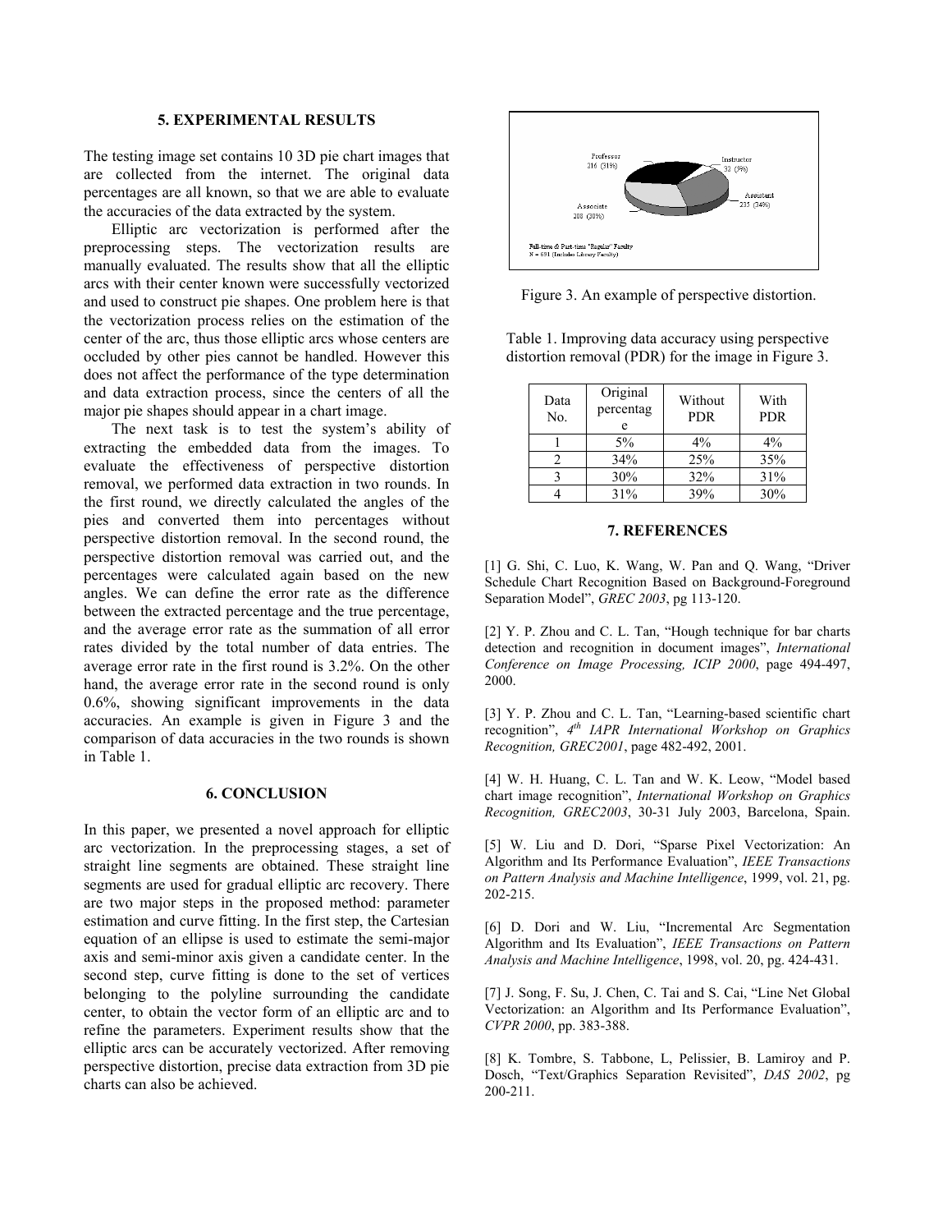## 5. EXPERIMENTAL RESULTS

The testing image set contains 10 3D pie chart images that are collected from the internet. The original data percentages are all known, so that we are able to evaluate the accuracies of the data extracted by the system.

Elliptic arc vectorization is performed after the preprocessing steps. The vectorization results are manually evaluated. The results show that all the elliptic arcs with their center known were successfully vectorized and used to construct pie shapes. One problem here is that the vectorization process relies on the estimation of the center of the arc, thus those elliptic arcs whose centers are occluded by other pies cannot be handled. However this does not affect the performance of the type determination and data extraction process, since the centers of all the major pie shapes should appear in a chart image.

The next task is to test the system's ability of extracting the embedded data from the images. To evaluate the effectiveness of perspective distortion removal, we performed data extraction in two rounds. In the first round, we directly calculated the angles of the pies and converted them into percentages without perspective distortion removal. In the second round, the perspective distortion removal was carried out, and the percentages were calculated again based on the new angles. We can define the error rate as the difference between the extracted percentage and the true percentage, and the average error rate as the summation of all error rates divided by the total number of data entries. The average error rate in the first round is 3.2%. On the other hand, the average error rate in the second round is only 0.6%, showing significant improvements in the data accuracies. An example is given in Figure 3 and the comparison of data accuracies in the two rounds is shown in Table 1.

Professor
216 (31%)

Instructor
32 (5%)

Assistant
235 (34%)

Associate
208 (30%)

Full-time & Part-time "Regular" Faculty
N = 691 (Includes Library Faculty)

Figure 3. An example of perspective distortion.

Table 1. Improving data accuracy using perspective distortion removal (PDR) for the image in Figure 3.

| Data No. | Original percentage | Without PDR | With PDR |
|---|---|---|---|
| 1 | 5% | 4% | 4% |
| 2 | 34% | 25% | 35% |
| 3 | 30% | 32% | 31% |
| 4 | 31% | 39% | 30% |

## 6. CONCLUSION

In this paper, we presented a novel approach for elliptic arc vectorization. In the preprocessing stages, a set of straight line segments are obtained. These straight line segments are used for gradual elliptic arc recovery. There are two major steps in the proposed method: parameter estimation and curve fitting. In the first step, the Cartesian equation of an ellipse is used to estimate the semi-major axis and semi-minor axis given a candidate center. In the second step, curve fitting is done to the set of vertices belonging to the polyline surrounding the candidate center, to obtain the vector form of an elliptic arc and to refine the parameters. Experiment results show that the elliptic arcs can be accurately vectorized. After removing perspective distortion, precise data extraction from 3D pie charts can also be achieved.

## 7. REFERENCES

[1] G. Shi, C. Luo, K. Wang, W. Pan and Q. Wang, "Driver Schedule Chart Recognition Based on Background-Foreground Separation Model", *GREC 2003*, pg 113-120.

[2] Y. P. Zhou and C. L. Tan, "Hough technique for bar charts detection and recognition in document images", *International Conference on Image Processing, ICIP 2000*, page 494-497, 2000.

[3] Y. P. Zhou and C. L. Tan, "Learning-based scientific chart recognition", *4th IAPR International Workshop on Graphics Recognition, GREC2001*, page 482-492, 2001.

[4] W. H. Huang, C. L. Tan and W. K. Leow, "Model based chart image recognition", *International Workshop on Graphics Recognition, GREC2003*, 30-31 July 2003, Barcelona, Spain.

[5] W. Liu and D. Dori, "Sparse Pixel Vectorization: An Algorithm and Its Performance Evaluation", *IEEE Transactions on Pattern Analysis and Machine Intelligence*, 1999, vol. 21, pg. 202-215.

[6] D. Dori and W. Liu, "Incremental Arc Segmentation Algorithm and Its Evaluation", *IEEE Transactions on Pattern Analysis and Machine Intelligence*, 1998, vol. 20, pg. 424-431.

[7] J. Song, F. Su, J. Chen, C. Tai and S. Cai, "Line Net Global Vectorization: an Algorithm and Its Performance Evaluation", *CVPR 2000*, pp. 383-388.

[8] K. Tombre, S. Tabbone, L, Pelissier, B. Lamiroy and P. Dosch, "Text/Graphics Separation Revisited", *DAS 2002*, pg 200-211.